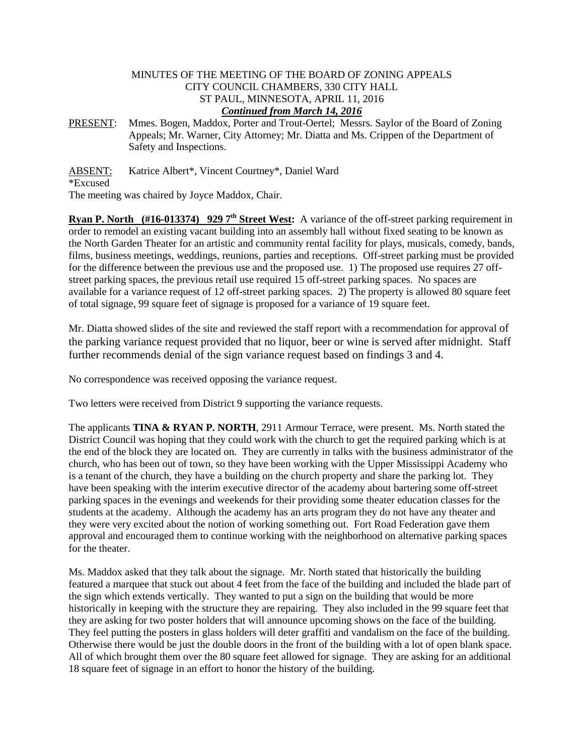MINUTES OF THE MEETING OF THE BOARD OF ZONING APPEALS
CITY COUNCIL CHAMBERS, 330 CITY HALL
ST PAUL, MINNESOTA, APRIL 11, 2016
***Continued from March 14, 2016***

PRESENT: Mmes. Bogen, Maddox, Porter and Trout-Oertel; Messrs. Saylor of the Board of Zoning Appeals; Mr. Warner, City Attorney; Mr. Diatta and Ms. Crippen of the Department of Safety and Inspections.

ABSENT: Katrice Albert*, Vincent Courtney*, Daniel Ward

*Excused

The meeting was chaired by Joyce Maddox, Chair.

**Ryan P. North (#16-013374) 929 7th Street West:** A variance of the off-street parking requirement in order to remodel an existing vacant building into an assembly hall without fixed seating to be known as the North Garden Theater for an artistic and community rental facility for plays, musicals, comedy, bands, films, business meetings, weddings, reunions, parties and receptions. Off-street parking must be provided for the difference between the previous use and the proposed use. 1) The proposed use requires 27 off-street parking spaces, the previous retail use required 15 off-street parking spaces. No spaces are available for a variance request of 12 off-street parking spaces. 2) The property is allowed 80 square feet of total signage, 99 square feet of signage is proposed for a variance of 19 square feet.

Mr. Diatta showed slides of the site and reviewed the staff report with a recommendation for approval of the parking variance request provided that no liquor, beer or wine is served after midnight. Staff further recommends denial of the sign variance request based on findings 3 and 4.

No correspondence was received opposing the variance request.

Two letters were received from District 9 supporting the variance requests.

The applicants **TINA & RYAN P. NORTH**, 2911 Armour Terrace, were present. Ms. North stated the District Council was hoping that they could work with the church to get the required parking which is at the end of the block they are located on. They are currently in talks with the business administrator of the church, who has been out of town, so they have been working with the Upper Mississippi Academy who is a tenant of the church, they have a building on the church property and share the parking lot. They have been speaking with the interim executive director of the academy about bartering some off-street parking spaces in the evenings and weekends for their providing some theater education classes for the students at the academy. Although the academy has an arts program they do not have any theater and they were very excited about the notion of working something out. Fort Road Federation gave them approval and encouraged them to continue working with the neighborhood on alternative parking spaces for the theater.

Ms. Maddox asked that they talk about the signage. Mr. North stated that historically the building featured a marquee that stuck out about 4 feet from the face of the building and included the blade part of the sign which extends vertically. They wanted to put a sign on the building that would be more historically in keeping with the structure they are repairing. They also included in the 99 square feet that they are asking for two poster holders that will announce upcoming shows on the face of the building. They feel putting the posters in glass holders will deter graffiti and vandalism on the face of the building. Otherwise there would be just the double doors in the front of the building with a lot of open blank space. All of which brought them over the 80 square feet allowed for signage. They are asking for an additional 18 square feet of signage in an effort to honor the history of the building.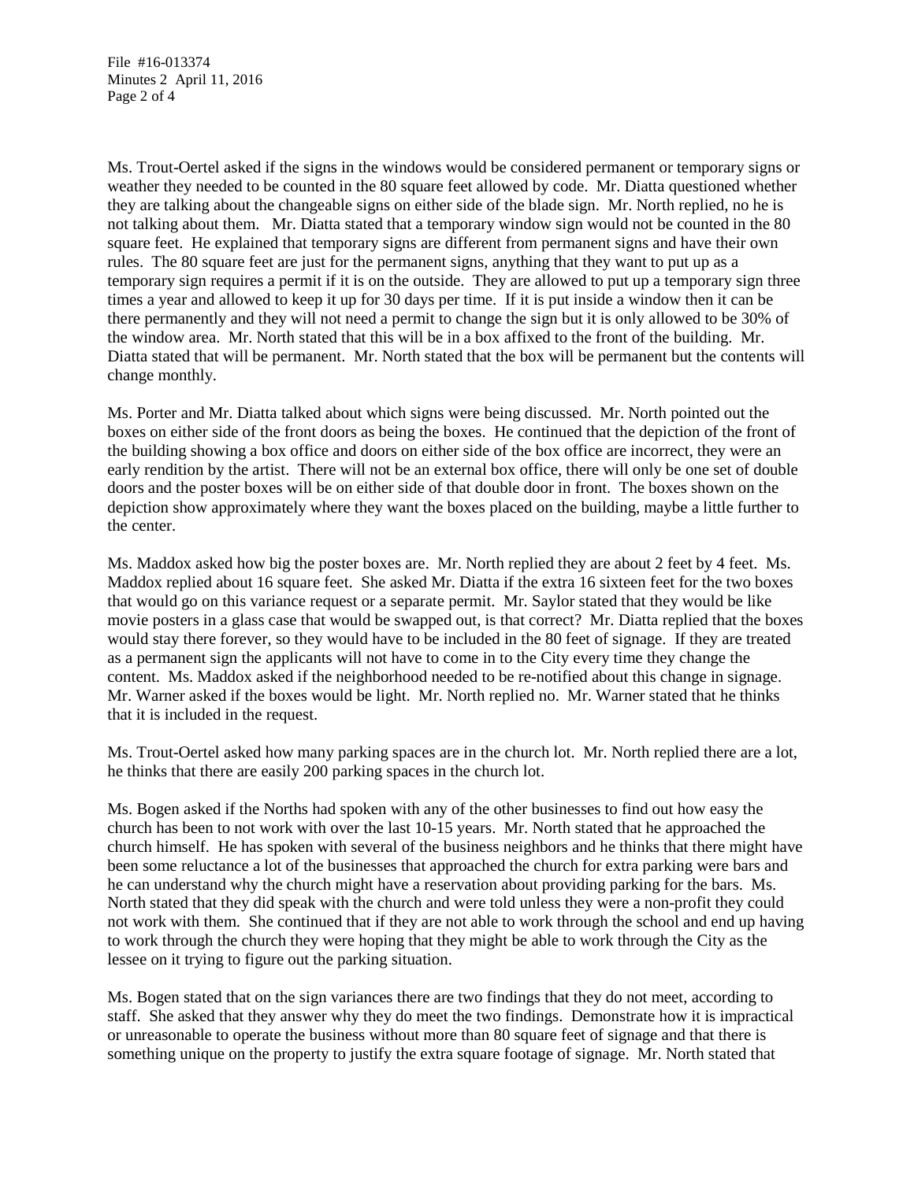Ms. Trout-Oertel asked if the signs in the windows would be considered permanent or temporary signs or weather they needed to be counted in the 80 square feet allowed by code. Mr. Diatta questioned whether they are talking about the changeable signs on either side of the blade sign. Mr. North replied, no he is not talking about them. Mr. Diatta stated that a temporary window sign would not be counted in the 80 square feet. He explained that temporary signs are different from permanent signs and have their own rules. The 80 square feet are just for the permanent signs, anything that they want to put up as a temporary sign requires a permit if it is on the outside. They are allowed to put up a temporary sign three times a year and allowed to keep it up for 30 days per time. If it is put inside a window then it can be there permanently and they will not need a permit to change the sign but it is only allowed to be 30% of the window area. Mr. North stated that this will be in a box affixed to the front of the building. Mr. Diatta stated that will be permanent. Mr. North stated that the box will be permanent but the contents will change monthly.

Ms. Porter and Mr. Diatta talked about which signs were being discussed. Mr. North pointed out the boxes on either side of the front doors as being the boxes. He continued that the depiction of the front of the building showing a box office and doors on either side of the box office are incorrect, they were an early rendition by the artist. There will not be an external box office, there will only be one set of double doors and the poster boxes will be on either side of that double door in front. The boxes shown on the depiction show approximately where they want the boxes placed on the building, maybe a little further to the center.

Ms. Maddox asked how big the poster boxes are. Mr. North replied they are about 2 feet by 4 feet. Ms. Maddox replied about 16 square feet. She asked Mr. Diatta if the extra 16 sixteen feet for the two boxes that would go on this variance request or a separate permit. Mr. Saylor stated that they would be like movie posters in a glass case that would be swapped out, is that correct? Mr. Diatta replied that the boxes would stay there forever, so they would have to be included in the 80 feet of signage. If they are treated as a permanent sign the applicants will not have to come in to the City every time they change the content. Ms. Maddox asked if the neighborhood needed to be re-notified about this change in signage. Mr. Warner asked if the boxes would be light. Mr. North replied no. Mr. Warner stated that he thinks that it is included in the request.

Ms. Trout-Oertel asked how many parking spaces are in the church lot. Mr. North replied there are a lot, he thinks that there are easily 200 parking spaces in the church lot.

Ms. Bogen asked if the Norths had spoken with any of the other businesses to find out how easy the church has been to not work with over the last 10-15 years. Mr. North stated that he approached the church himself. He has spoken with several of the business neighbors and he thinks that there might have been some reluctance a lot of the businesses that approached the church for extra parking were bars and he can understand why the church might have a reservation about providing parking for the bars. Ms. North stated that they did speak with the church and were told unless they were a non-profit they could not work with them. She continued that if they are not able to work through the school and end up having to work through the church they were hoping that they might be able to work through the City as the lessee on it trying to figure out the parking situation.

Ms. Bogen stated that on the sign variances there are two findings that they do not meet, according to staff. She asked that they answer why they do meet the two findings. Demonstrate how it is impractical or unreasonable to operate the business without more than 80 square feet of signage and that there is something unique on the property to justify the extra square footage of signage. Mr. North stated that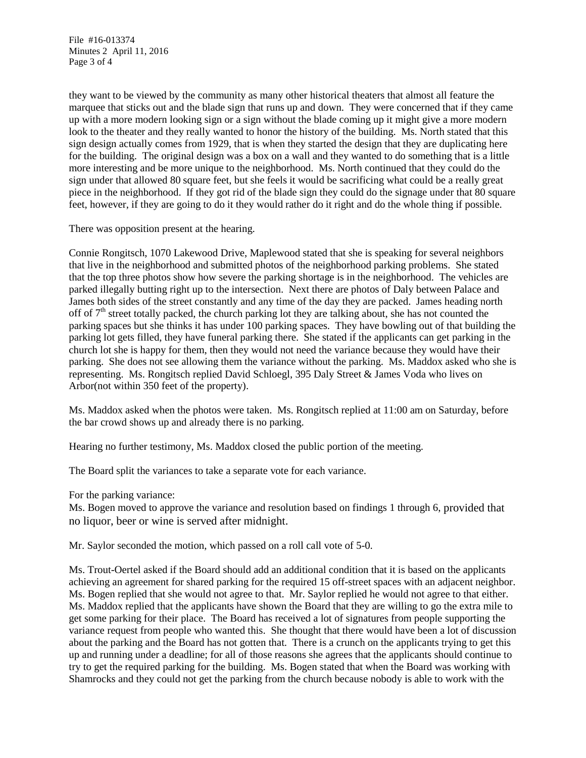they want to be viewed by the community as many other historical theaters that almost all feature the marquee that sticks out and the blade sign that runs up and down. They were concerned that if they came up with a more modern looking sign or a sign without the blade coming up it might give a more modern look to the theater and they really wanted to honor the history of the building. Ms. North stated that this sign design actually comes from 1929, that is when they started the design that they are duplicating here for the building. The original design was a box on a wall and they wanted to do something that is a little more interesting and be more unique to the neighborhood. Ms. North continued that they could do the sign under that allowed 80 square feet, but she feels it would be sacrificing what could be a really great piece in the neighborhood. If they got rid of the blade sign they could do the signage under that 80 square feet, however, if they are going to do it they would rather do it right and do the whole thing if possible.

There was opposition present at the hearing.

Connie Rongitsch, 1070 Lakewood Drive, Maplewood stated that she is speaking for several neighbors that live in the neighborhood and submitted photos of the neighborhood parking problems. She stated that the top three photos show how severe the parking shortage is in the neighborhood. The vehicles are parked illegally butting right up to the intersection. Next there are photos of Daly between Palace and James both sides of the street constantly and any time of the day they are packed. James heading north off of 7th street totally packed, the church parking lot they are talking about, she has not counted the parking spaces but she thinks it has under 100 parking spaces. They have bowling out of that building the parking lot gets filled, they have funeral parking there. She stated if the applicants can get parking in the church lot she is happy for them, then they would not need the variance because they would have their parking. She does not see allowing them the variance without the parking. Ms. Maddox asked who she is representing. Ms. Rongitsch replied David Schloegl, 395 Daly Street & James Voda who lives on Arbor(not within 350 feet of the property).

Ms. Maddox asked when the photos were taken. Ms. Rongitsch replied at 11:00 am on Saturday, before the bar crowd shows up and already there is no parking.

Hearing no further testimony, Ms. Maddox closed the public portion of the meeting.

The Board split the variances to take a separate vote for each variance.

For the parking variance:
Ms. Bogen moved to approve the variance and resolution based on findings 1 through 6, provided that no liquor, beer or wine is served after midnight.

Mr. Saylor seconded the motion, which passed on a roll call vote of 5-0.

Ms. Trout-Oertel asked if the Board should add an additional condition that it is based on the applicants achieving an agreement for shared parking for the required 15 off-street spaces with an adjacent neighbor. Ms. Bogen replied that she would not agree to that. Mr. Saylor replied he would not agree to that either. Ms. Maddox replied that the applicants have shown the Board that they are willing to go the extra mile to get some parking for their place. The Board has received a lot of signatures from people supporting the variance request from people who wanted this. She thought that there would have been a lot of discussion about the parking and the Board has not gotten that. There is a crunch on the applicants trying to get this up and running under a deadline; for all of those reasons she agrees that the applicants should continue to try to get the required parking for the building. Ms. Bogen stated that when the Board was working with Shamrocks and they could not get the parking from the church because nobody is able to work with the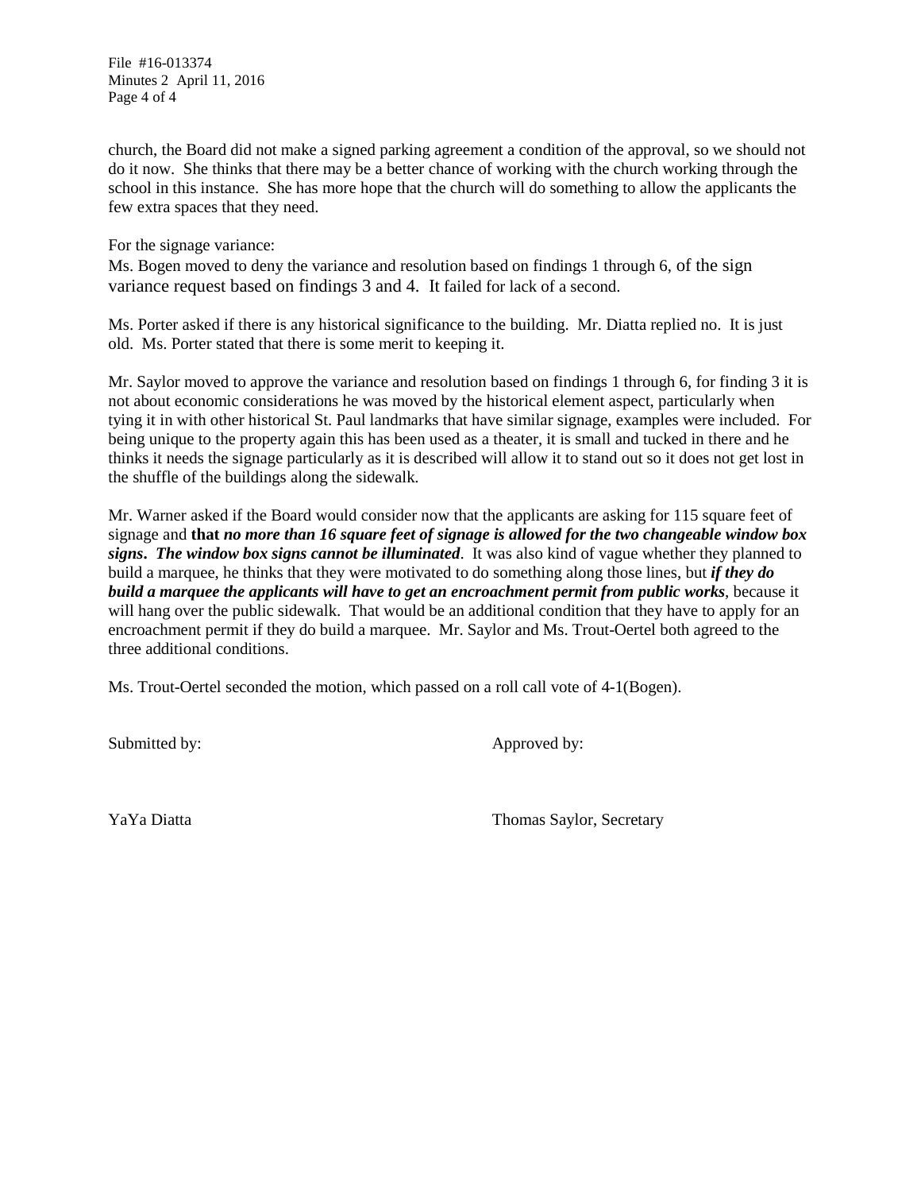church, the Board did not make a signed parking agreement a condition of the approval, so we should not do it now. She thinks that there may be a better chance of working with the church working through the school in this instance. She has more hope that the church will do something to allow the applicants the few extra spaces that they need.

For the signage variance:
Ms. Bogen moved to deny the variance and resolution based on findings 1 through 6, of the sign variance request based on findings 3 and 4. It failed for lack of a second.

Ms. Porter asked if there is any historical significance to the building. Mr. Diatta replied no. It is just old. Ms. Porter stated that there is some merit to keeping it.

Mr. Saylor moved to approve the variance and resolution based on findings 1 through 6, for finding 3 it is not about economic considerations he was moved by the historical element aspect, particularly when tying it in with other historical St. Paul landmarks that have similar signage, examples were included. For being unique to the property again this has been used as a theater, it is small and tucked in there and he thinks it needs the signage particularly as it is described will allow it to stand out so it does not get lost in the shuffle of the buildings along the sidewalk.

Mr. Warner asked if the Board would consider now that the applicants are asking for 115 square feet of signage and **that *no more than 16 square feet of signage is allowed for the two changeable window box signs*. *The window box signs cannot be illuminated***. It was also kind of vague whether they planned to build a marquee, he thinks that they were motivated to do something along those lines, but ***if they do build a marquee the applicants will have to get an encroachment permit from public works***, because it will hang over the public sidewalk. That would be an additional condition that they have to apply for an encroachment permit if they do build a marquee. Mr. Saylor and Ms. Trout-Oertel both agreed to the three additional conditions.

Ms. Trout-Oertel seconded the motion, which passed on a roll call vote of 4-1(Bogen).

Submitted by: Approved by:

YaYa Diatta Thomas Saylor, Secretary